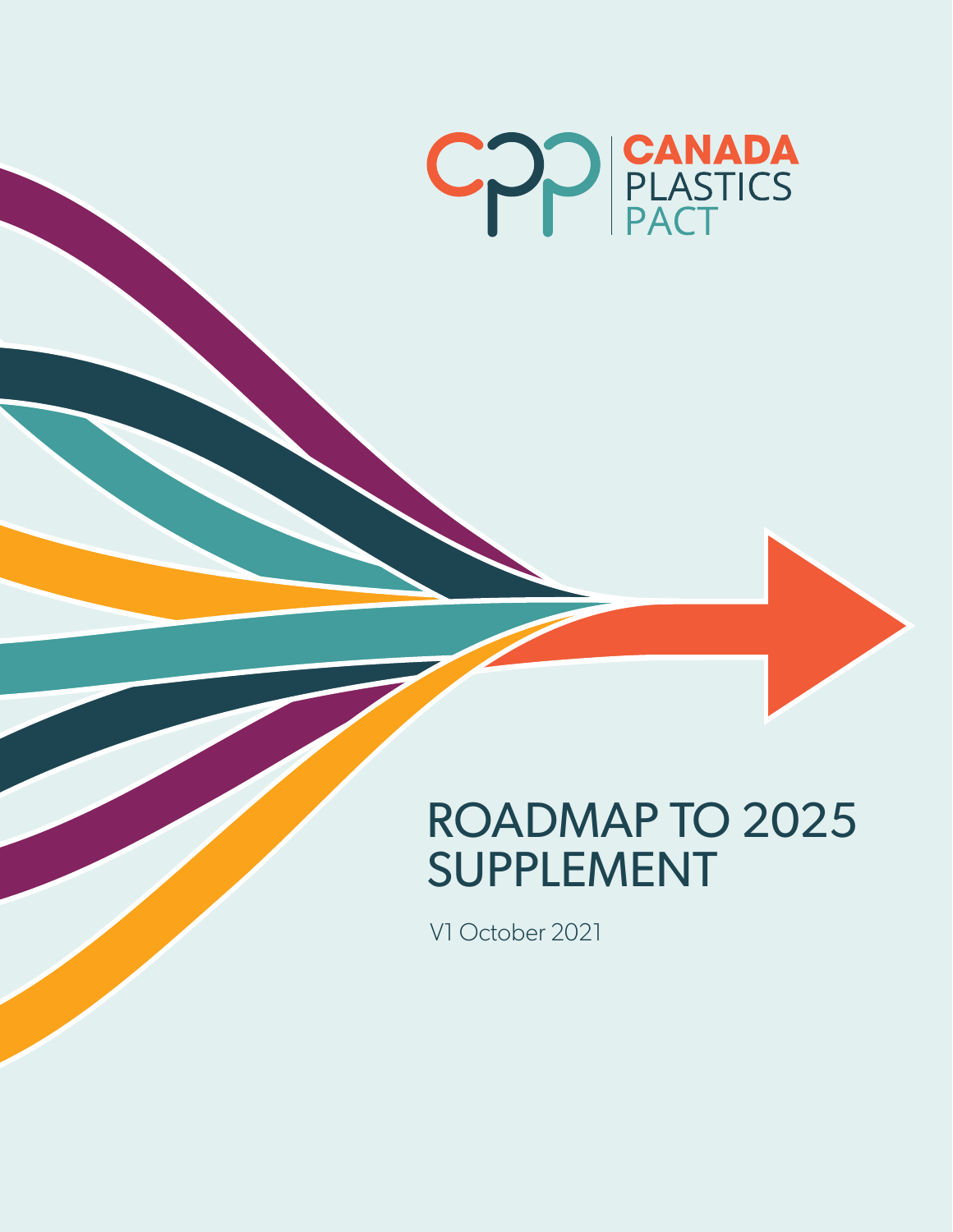CANADA PLASTICS PACT

# ROADMAP TO 2025 SUPPLEMENT

V1 October 2021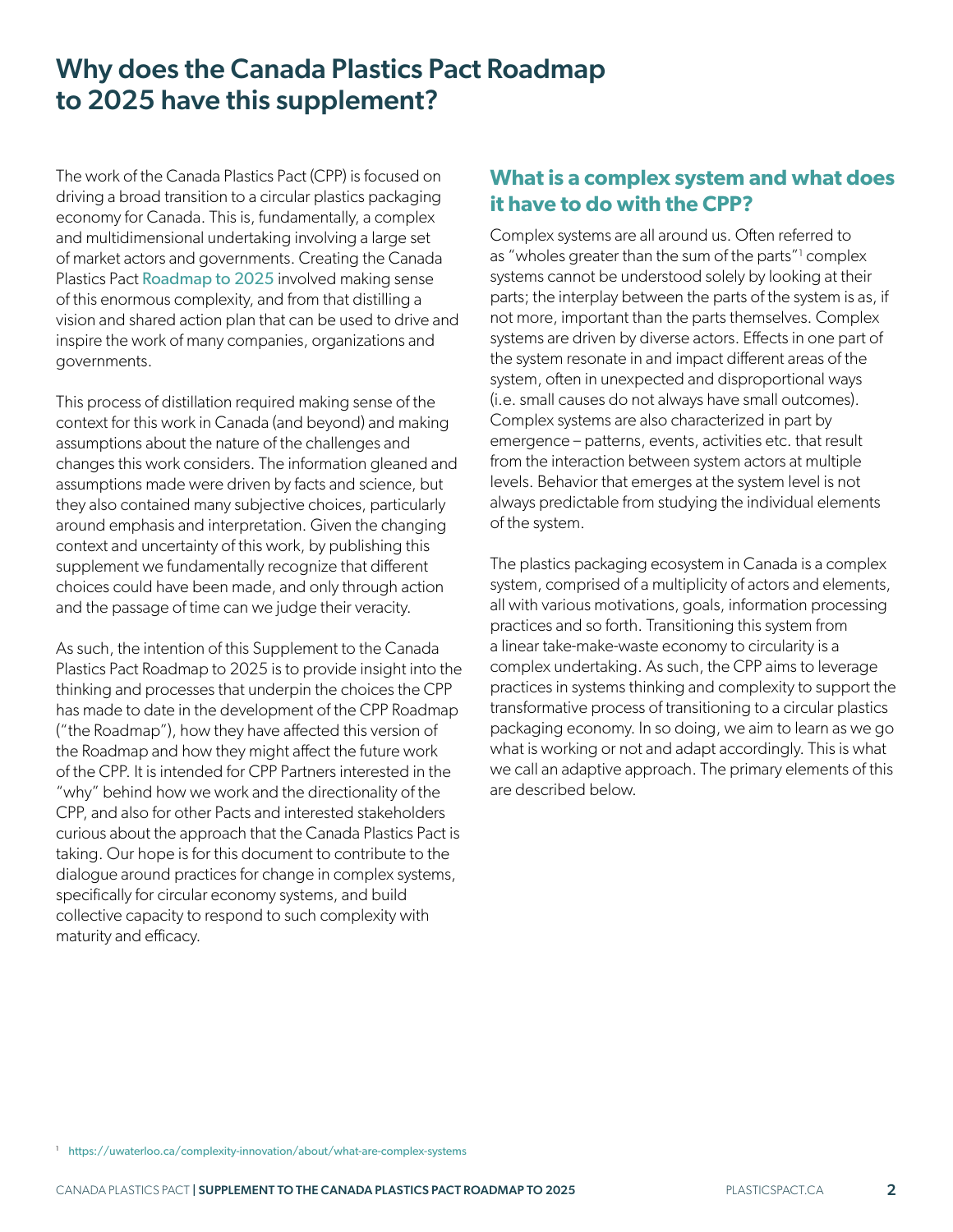# Why does the Canada Plastics Pact Roadmap to 2025 have this supplement?

The work of the Canada Plastics Pact (CPP) is focused on driving a broad transition to a circular plastics packaging economy for Canada. This is, fundamentally, a complex and multidimensional undertaking involving a large set of market actors and governments. Creating the Canada Plastics Pact Roadmap to 2025 involved making sense of this enormous complexity, and from that distilling a vision and shared action plan that can be used to drive and inspire the work of many companies, organizations and governments.

This process of distillation required making sense of the context for this work in Canada (and beyond) and making assumptions about the nature of the challenges and changes this work considers. The information gleaned and assumptions made were driven by facts and science, but they also contained many subjective choices, particularly around emphasis and interpretation. Given the changing context and uncertainty of this work, by publishing this supplement we fundamentally recognize that different choices could have been made, and only through action and the passage of time can we judge their veracity.

As such, the intention of this Supplement to the Canada Plastics Pact Roadmap to 2025 is to provide insight into the thinking and processes that underpin the choices the CPP has made to date in the development of the CPP Roadmap ("the Roadmap"), how they have affected this version of the Roadmap and how they might affect the future work of the CPP. It is intended for CPP Partners interested in the "why" behind how we work and the directionality of the CPP, and also for other Pacts and interested stakeholders curious about the approach that the Canada Plastics Pact is taking. Our hope is for this document to contribute to the dialogue around practices for change in complex systems, specifically for circular economy systems, and build collective capacity to respond to such complexity with maturity and efficacy.

## What is a complex system and what does it have to do with the CPP?

Complex systems are all around us. Often referred to as "wholes greater than the sum of the parts"[1] complex systems cannot be understood solely by looking at their parts; the interplay between the parts of the system is as, if not more, important than the parts themselves. Complex systems are driven by diverse actors. Effects in one part of the system resonate in and impact different areas of the system, often in unexpected and disproportional ways (i.e. small causes do not always have small outcomes). Complex systems are also characterized in part by emergence – patterns, events, activities etc. that result from the interaction between system actors at multiple levels. Behavior that emerges at the system level is not always predictable from studying the individual elements of the system.

The plastics packaging ecosystem in Canada is a complex system, comprised of a multiplicity of actors and elements, all with various motivations, goals, information processing practices and so forth. Transitioning this system from a linear take-make-waste economy to circularity is a complex undertaking. As such, the CPP aims to leverage practices in systems thinking and complexity to support the transformative process of transitioning to a circular plastics packaging economy. In so doing, we aim to learn as we go what is working or not and adapt accordingly. This is what we call an adaptive approach. The primary elements of this are described below.

[1] https://uwaterloo.ca/complexity-innovation/about/what-are-complex-systems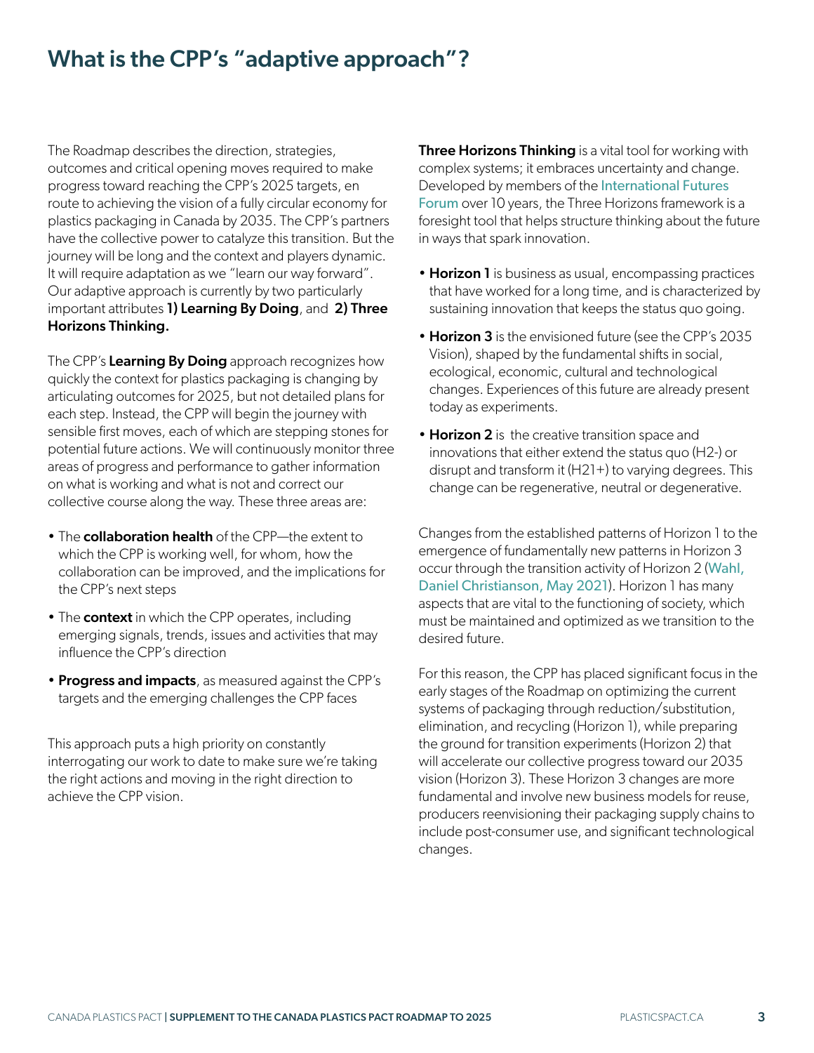# What is the CPP's "adaptive approach"?

The Roadmap describes the direction, strategies, outcomes and critical opening moves required to make progress toward reaching the CPP's 2025 targets, en route to achieving the vision of a fully circular economy for plastics packaging in Canada by 2035. The CPP's partners have the collective power to catalyze this transition. But the journey will be long and the context and players dynamic. It will require adaptation as we "learn our way forward". Our adaptive approach is currently by two particularly important attributes **1) Learning By Doing**, and **2) Three Horizons Thinking.**

The CPP's **Learning By Doing** approach recognizes how quickly the context for plastics packaging is changing by articulating outcomes for 2025, but not detailed plans for each step. Instead, the CPP will begin the journey with sensible first moves, each of which are stepping stones for potential future actions. We will continuously monitor three areas of progress and performance to gather information on what is working and what is not and correct our collective course along the way. These three areas are:

- The **collaboration health** of the CPP—the extent to which the CPP is working well, for whom, how the collaboration can be improved, and the implications for the CPP's next steps
- The **context** in which the CPP operates, including emerging signals, trends, issues and activities that may influence the CPP's direction
- **Progress and impacts**, as measured against the CPP's targets and the emerging challenges the CPP faces

This approach puts a high priority on constantly interrogating our work to date to make sure we're taking the right actions and moving in the right direction to achieve the CPP vision.

**Three Horizons Thinking** is a vital tool for working with complex systems; it embraces uncertainty and change. Developed by members of the International Futures Forum over 10 years, the Three Horizons framework is a foresight tool that helps structure thinking about the future in ways that spark innovation.

- **Horizon 1** is business as usual, encompassing practices that have worked for a long time, and is characterized by sustaining innovation that keeps the status quo going.
- **Horizon 3** is the envisioned future (see the CPP's 2035 Vision), shaped by the fundamental shifts in social, ecological, economic, cultural and technological changes. Experiences of this future are already present today as experiments.
- **Horizon 2** is the creative transition space and innovations that either extend the status quo (H2-) or disrupt and transform it (H21+) to varying degrees. This change can be regenerative, neutral or degenerative.

Changes from the established patterns of Horizon 1 to the emergence of fundamentally new patterns in Horizon 3 occur through the transition activity of Horizon 2 (Wahl, Daniel Christianson, May 2021). Horizon 1 has many aspects that are vital to the functioning of society, which must be maintained and optimized as we transition to the desired future.

For this reason, the CPP has placed significant focus in the early stages of the Roadmap on optimizing the current systems of packaging through reduction/substitution, elimination, and recycling (Horizon 1), while preparing the ground for transition experiments (Horizon 2) that will accelerate our collective progress toward our 2035 vision (Horizon 3). These Horizon 3 changes are more fundamental and involve new business models for reuse, producers reenvisioning their packaging supply chains to include post-consumer use, and significant technological changes.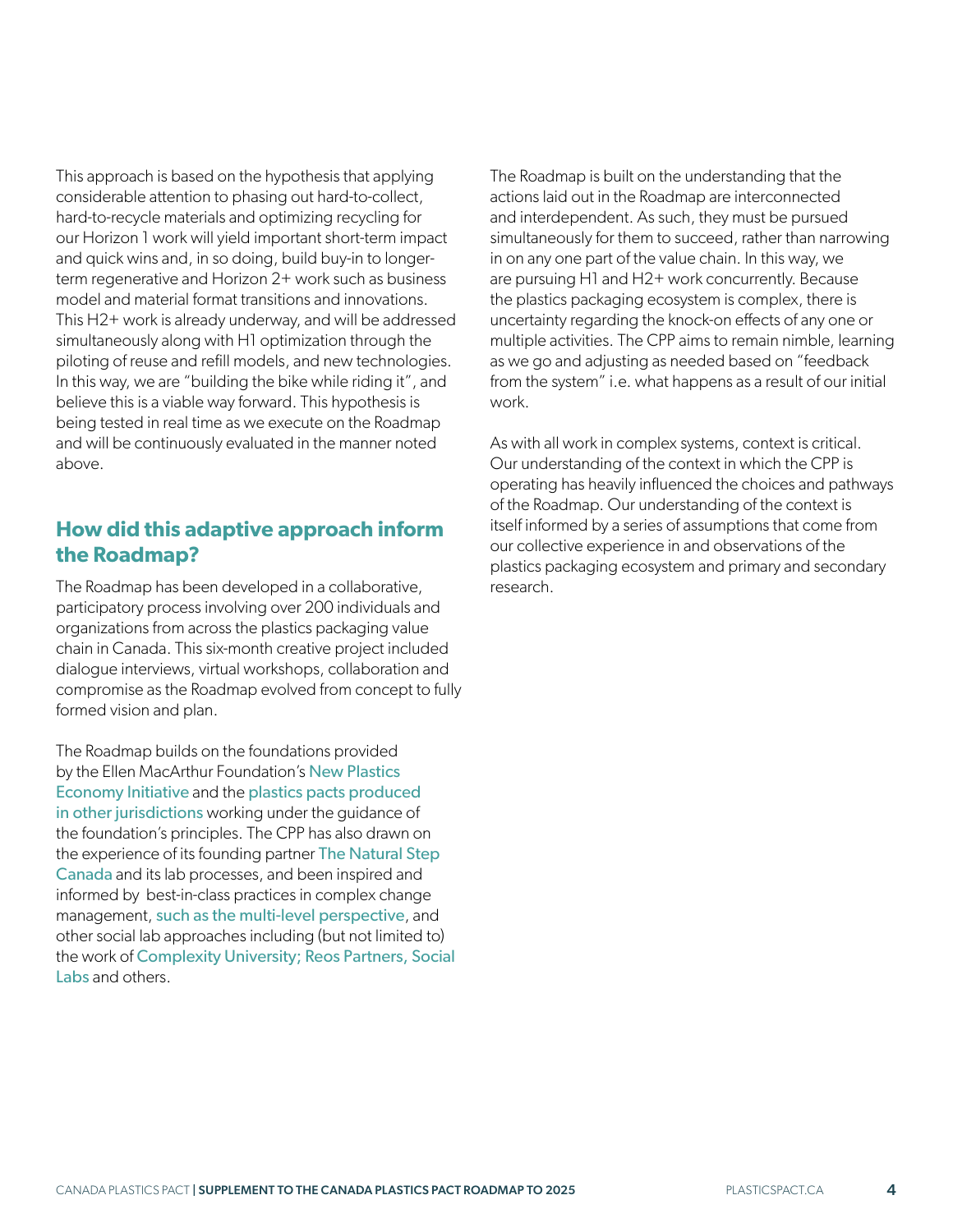This approach is based on the hypothesis that applying considerable attention to phasing out hard-to-collect, hard-to-recycle materials and optimizing recycling for our Horizon 1 work will yield important short-term impact and quick wins and, in so doing, build buy-in to longer-term regenerative and Horizon 2+ work such as business model and material format transitions and innovations. This H2+ work is already underway, and will be addressed simultaneously along with H1 optimization through the piloting of reuse and refill models, and new technologies. In this way, we are "building the bike while riding it", and believe this is a viable way forward. This hypothesis is being tested in real time as we execute on the Roadmap and will be continuously evaluated in the manner noted above.

## How did this adaptive approach inform the Roadmap?

The Roadmap has been developed in a collaborative, participatory process involving over 200 individuals and organizations from across the plastics packaging value chain in Canada. This six-month creative project included dialogue interviews, virtual workshops, collaboration and compromise as the Roadmap evolved from concept to fully formed vision and plan.

The Roadmap builds on the foundations provided by the Ellen MacArthur Foundation's New Plastics Economy Initiative and the plastics pacts produced in other jurisdictions working under the guidance of the foundation's principles. The CPP has also drawn on the experience of its founding partner The Natural Step Canada and its lab processes, and been inspired and informed by best-in-class practices in complex change management, such as the multi-level perspective, and other social lab approaches including (but not limited to) the work of Complexity University; Reos Partners, Social Labs and others.

The Roadmap is built on the understanding that the actions laid out in the Roadmap are interconnected and interdependent. As such, they must be pursued simultaneously for them to succeed, rather than narrowing in on any one part of the value chain. In this way, we are pursuing H1 and H2+ work concurrently. Because the plastics packaging ecosystem is complex, there is uncertainty regarding the knock-on effects of any one or multiple activities. The CPP aims to remain nimble, learning as we go and adjusting as needed based on "feedback from the system" i.e. what happens as a result of our initial work.

As with all work in complex systems, context is critical. Our understanding of the context in which the CPP is operating has heavily influenced the choices and pathways of the Roadmap. Our understanding of the context is itself informed by a series of assumptions that come from our collective experience in and observations of the plastics packaging ecosystem and primary and secondary research.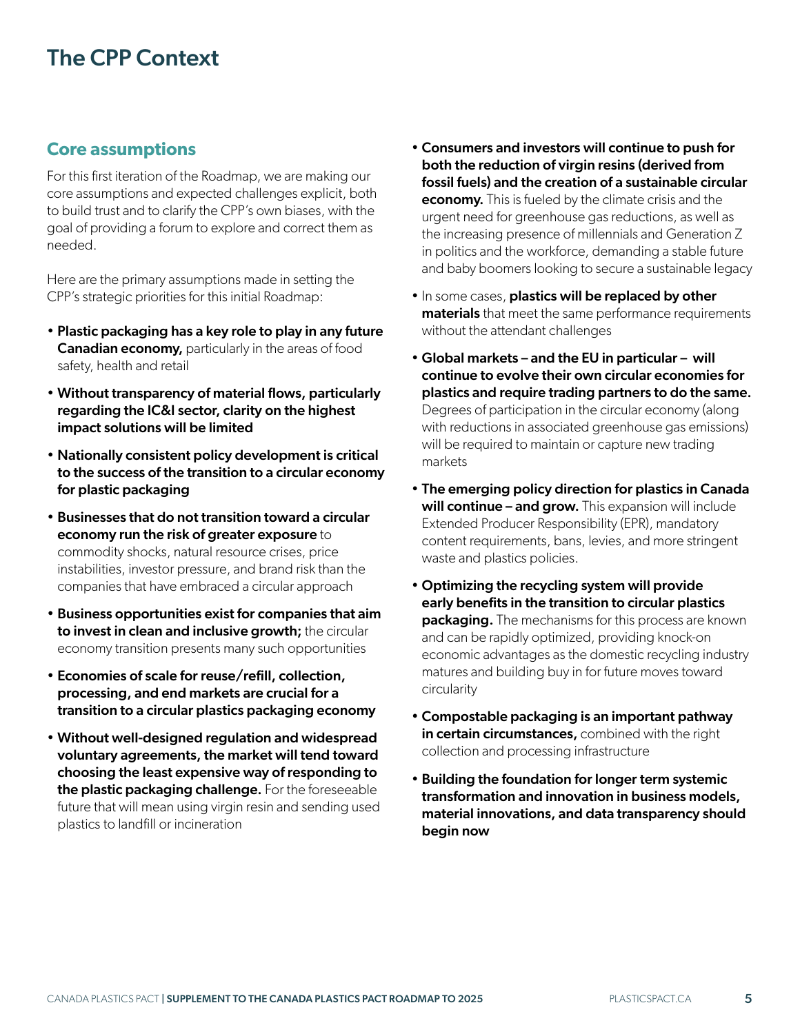# The CPP Context

## Core assumptions

For this first iteration of the Roadmap, we are making our core assumptions and expected challenges explicit, both to build trust and to clarify the CPP's own biases, with the goal of providing a forum to explore and correct them as needed.

Here are the primary assumptions made in setting the CPP's strategic priorities for this initial Roadmap:

- **Plastic packaging has a key role to play in any future Canadian economy,** particularly in the areas of food safety, health and retail
- **Without transparency of material flows, particularly regarding the IC&I sector, clarity on the highest impact solutions will be limited**
- **Nationally consistent policy development is critical to the success of the transition to a circular economy for plastic packaging**
- **Businesses that do not transition toward a circular economy run the risk of greater exposure** to commodity shocks, natural resource crises, price instabilities, investor pressure, and brand risk than the companies that have embraced a circular approach
- **Business opportunities exist for companies that aim to invest in clean and inclusive growth;** the circular economy transition presents many such opportunities
- **Economies of scale for reuse/refill, collection, processing, and end markets are crucial for a transition to a circular plastics packaging economy**
- **Without well-designed regulation and widespread voluntary agreements, the market will tend toward choosing the least expensive way of responding to the plastic packaging challenge.** For the foreseeable future that will mean using virgin resin and sending used plastics to landfill or incineration
- **Consumers and investors will continue to push for both the reduction of virgin resins (derived from fossil fuels) and the creation of a sustainable circular economy.** This is fueled by the climate crisis and the urgent need for greenhouse gas reductions, as well as the increasing presence of millennials and Generation Z in politics and the workforce, demanding a stable future and baby boomers looking to secure a sustainable legacy
- In some cases, **plastics will be replaced by other materials** that meet the same performance requirements without the attendant challenges
- **Global markets – and the EU in particular – will continue to evolve their own circular economies for plastics and require trading partners to do the same.** Degrees of participation in the circular economy (along with reductions in associated greenhouse gas emissions) will be required to maintain or capture new trading markets
- **The emerging policy direction for plastics in Canada will continue – and grow.** This expansion will include Extended Producer Responsibility (EPR), mandatory content requirements, bans, levies, and more stringent waste and plastics policies.
- **Optimizing the recycling system will provide early benefits in the transition to circular plastics packaging.** The mechanisms for this process are known and can be rapidly optimized, providing knock-on economic advantages as the domestic recycling industry matures and building buy in for future moves toward circularity
- **Compostable packaging is an important pathway in certain circumstances,** combined with the right collection and processing infrastructure
- **Building the foundation for longer term systemic transformation and innovation in business models, material innovations, and data transparency should begin now**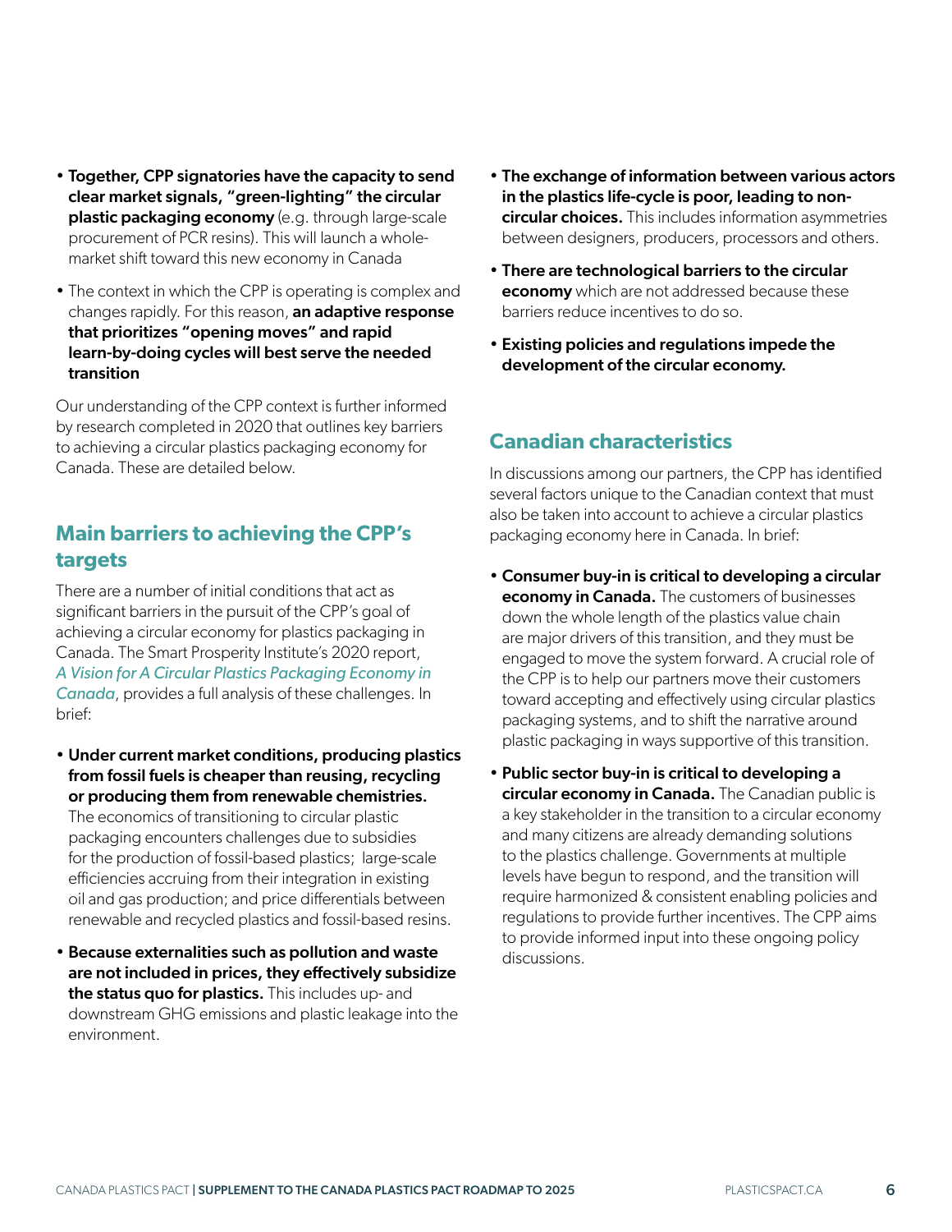- **Together, CPP signatories have the capacity to send clear market signals, "green-lighting" the circular plastic packaging economy** (e.g. through large-scale procurement of PCR resins). This will launch a whole-market shift toward this new economy in Canada
- The context in which the CPP is operating is complex and changes rapidly. For this reason, **an adaptive response that prioritizes "opening moves" and rapid learn-by-doing cycles will best serve the needed transition**

Our understanding of the CPP context is further informed by research completed in 2020 that outlines key barriers to achieving a circular plastics packaging economy for Canada. These are detailed below.

## Main barriers to achieving the CPP's targets

There are a number of initial conditions that act as significant barriers in the pursuit of the CPP's goal of achieving a circular economy for plastics packaging in Canada. The Smart Prosperity Institute's 2020 report, *A Vision for A Circular Plastics Packaging Economy in Canada*, provides a full analysis of these challenges. In brief:

- **Under current market conditions, producing plastics from fossil fuels is cheaper than reusing, recycling or producing them from renewable chemistries.** The economics of transitioning to circular plastic packaging encounters challenges due to subsidies for the production of fossil-based plastics; large-scale efficiencies accruing from their integration in existing oil and gas production; and price differentials between renewable and recycled plastics and fossil-based resins.
- **Because externalities such as pollution and waste are not included in prices, they effectively subsidize the status quo for plastics.** This includes up- and downstream GHG emissions and plastic leakage into the environment.
- **The exchange of information between various actors in the plastics life-cycle is poor, leading to non-circular choices.** This includes information asymmetries between designers, producers, processors and others.
- **There are technological barriers to the circular economy** which are not addressed because these barriers reduce incentives to do so.
- **Existing policies and regulations impede the development of the circular economy.**

## Canadian characteristics

In discussions among our partners, the CPP has identified several factors unique to the Canadian context that must also be taken into account to achieve a circular plastics packaging economy here in Canada. In brief:

- **Consumer buy-in is critical to developing a circular economy in Canada.** The customers of businesses down the whole length of the plastics value chain are major drivers of this transition, and they must be engaged to move the system forward. A crucial role of the CPP is to help our partners move their customers toward accepting and effectively using circular plastics packaging systems, and to shift the narrative around plastic packaging in ways supportive of this transition.
- **Public sector buy-in is critical to developing a circular economy in Canada.** The Canadian public is a key stakeholder in the transition to a circular economy and many citizens are already demanding solutions to the plastics challenge. Governments at multiple levels have begun to respond, and the transition will require harmonized & consistent enabling policies and regulations to provide further incentives. The CPP aims to provide informed input into these ongoing policy discussions.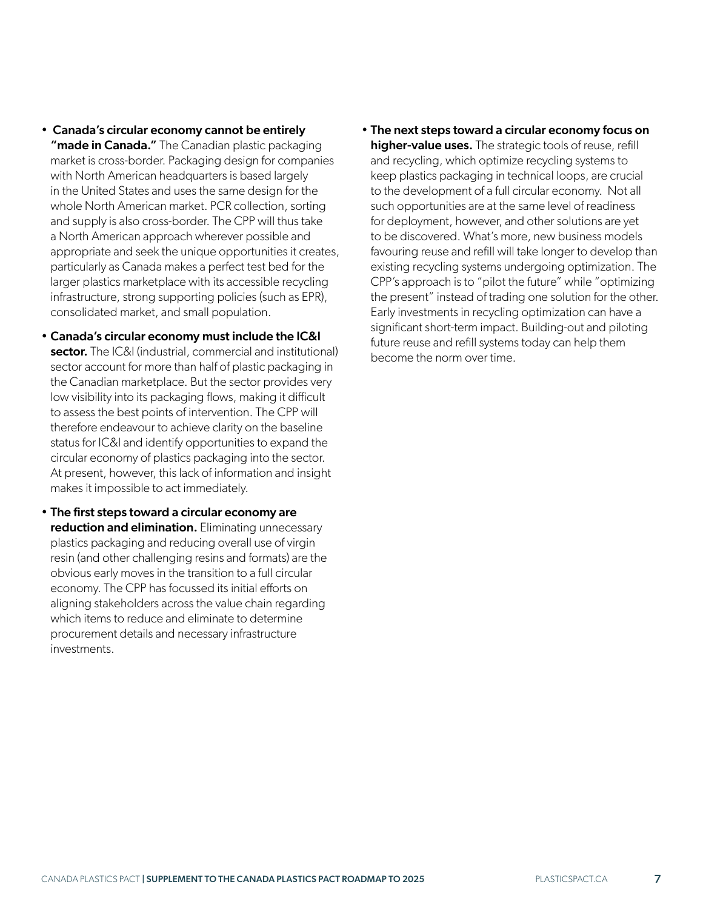- **Canada's circular economy cannot be entirely "made in Canada."** The Canadian plastic packaging market is cross-border. Packaging design for companies with North American headquarters is based largely in the United States and uses the same design for the whole North American market. PCR collection, sorting and supply is also cross-border. The CPP will thus take a North American approach wherever possible and appropriate and seek the unique opportunities it creates, particularly as Canada makes a perfect test bed for the larger plastics marketplace with its accessible recycling infrastructure, strong supporting policies (such as EPR), consolidated market, and small population.

- **Canada's circular economy must include the IC&I sector.** The IC&I (industrial, commercial and institutional) sector account for more than half of plastic packaging in the Canadian marketplace. But the sector provides very low visibility into its packaging flows, making it difficult to assess the best points of intervention. The CPP will therefore endeavour to achieve clarity on the baseline status for IC&I and identify opportunities to expand the circular economy of plastics packaging into the sector. At present, however, this lack of information and insight makes it impossible to act immediately.

- **The first steps toward a circular economy are reduction and elimination.** Eliminating unnecessary plastics packaging and reducing overall use of virgin resin (and other challenging resins and formats) are the obvious early moves in the transition to a full circular economy. The CPP has focussed its initial efforts on aligning stakeholders across the value chain regarding which items to reduce and eliminate to determine procurement details and necessary infrastructure investments.

- **The next steps toward a circular economy focus on higher-value uses.** The strategic tools of reuse, refill and recycling, which optimize recycling systems to keep plastics packaging in technical loops, are crucial to the development of a full circular economy. Not all such opportunities are at the same level of readiness for deployment, however, and other solutions are yet to be discovered. What's more, new business models favouring reuse and refill will take longer to develop than existing recycling systems undergoing optimization. The CPP's approach is to "pilot the future" while "optimizing the present" instead of trading one solution for the other. Early investments in recycling optimization can have a significant short-term impact. Building-out and piloting future reuse and refill systems today can help them become the norm over time.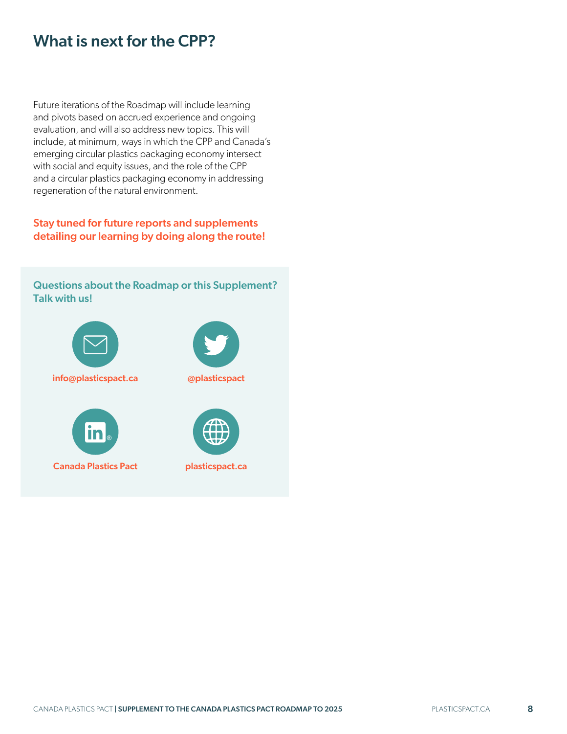# What is next for the CPP?

Future iterations of the Roadmap will include learning and pivots based on accrued experience and ongoing evaluation, and will also address new topics. This will include, at minimum, ways in which the CPP and Canada's emerging circular plastics packaging economy intersect with social and equity issues, and the role of the CPP and a circular plastics packaging economy in addressing regeneration of the natural environment.

**Stay tuned for future reports and supplements detailing our learning by doing along the route!**

**Questions about the Roadmap or this Supplement? Talk with us!**

**info@plasticspact.ca**

**@plasticspact**

**Canada Plastics Pact**

**plasticspact.ca**